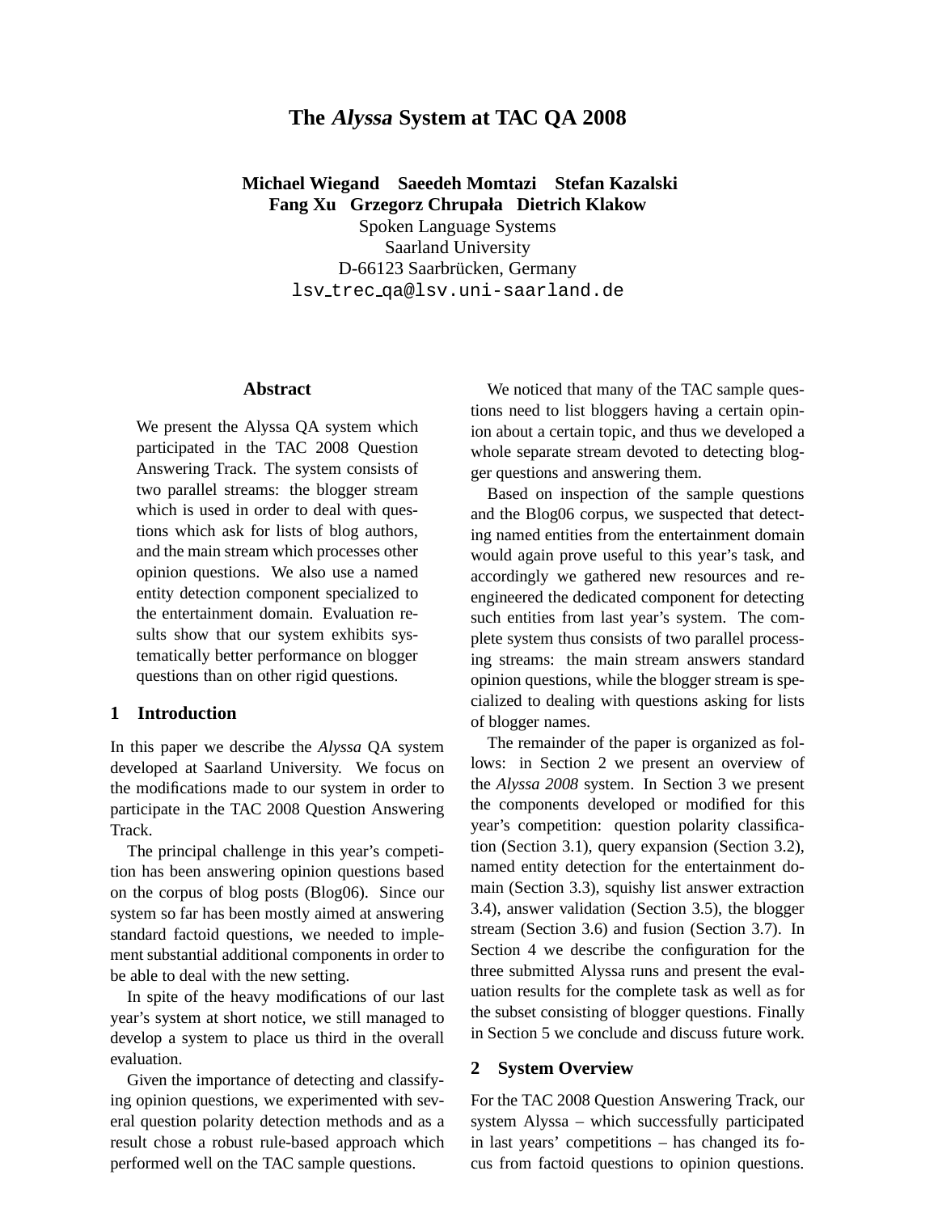# The *Alyssa* System at TAC QA 2008

**Michael Wiegand  Saeedeh Momtazi  Stefan Kazalski**
**Fang Xu  Grzegorz Chrupała  Dietrich Klakow**
Spoken Language Systems
Saarland University
D-66123 Saarbrücken, Germany
lsv_trec_qa@lsv.uni-saarland.de

### Abstract

We present the Alyssa QA system which participated in the TAC 2008 Question Answering Track. The system consists of two parallel streams: the blogger stream which is used in order to deal with questions which ask for lists of blog authors, and the main stream which processes other opinion questions. We also use a named entity detection component specialized to the entertainment domain. Evaluation results show that our system exhibits systematically better performance on blogger questions than on other rigid questions.

## 1 Introduction

In this paper we describe the *Alyssa* QA system developed at Saarland University. We focus on the modifications made to our system in order to participate in the TAC 2008 Question Answering Track.

The principal challenge in this year's competition has been answering opinion questions based on the corpus of blog posts (Blog06). Since our system so far has been mostly aimed at answering standard factoid questions, we needed to implement substantial additional components in order to be able to deal with the new setting.

In spite of the heavy modifications of our last year's system at short notice, we still managed to develop a system to place us third in the overall evaluation.

Given the importance of detecting and classifying opinion questions, we experimented with several question polarity detection methods and as a result chose a robust rule-based approach which performed well on the TAC sample questions.

We noticed that many of the TAC sample questions need to list bloggers having a certain opinion about a certain topic, and thus we developed a whole separate stream devoted to detecting blogger questions and answering them.

Based on inspection of the sample questions and the Blog06 corpus, we suspected that detecting named entities from the entertainment domain would again prove useful to this year's task, and accordingly we gathered new resources and re-engineered the dedicated component for detecting such entities from last year's system. The complete system thus consists of two parallel processing streams: the main stream answers standard opinion questions, while the blogger stream is specialized to dealing with questions asking for lists of blogger names.

The remainder of the paper is organized as follows: in Section 2 we present an overview of the *Alyssa 2008* system. In Section 3 we present the components developed or modified for this year's competition: question polarity classification (Section 3.1), query expansion (Section 3.2), named entity detection for the entertainment domain (Section 3.3), squishy list answer extraction 3.4), answer validation (Section 3.5), the blogger stream (Section 3.6) and fusion (Section 3.7). In Section 4 we describe the configuration for the three submitted Alyssa runs and present the evaluation results for the complete task as well as for the subset consisting of blogger questions. Finally in Section 5 we conclude and discuss future work.

## 2 System Overview

For the TAC 2008 Question Answering Track, our system Alyssa – which successfully participated in last years' competitions – has changed its focus from factoid questions to opinion questions.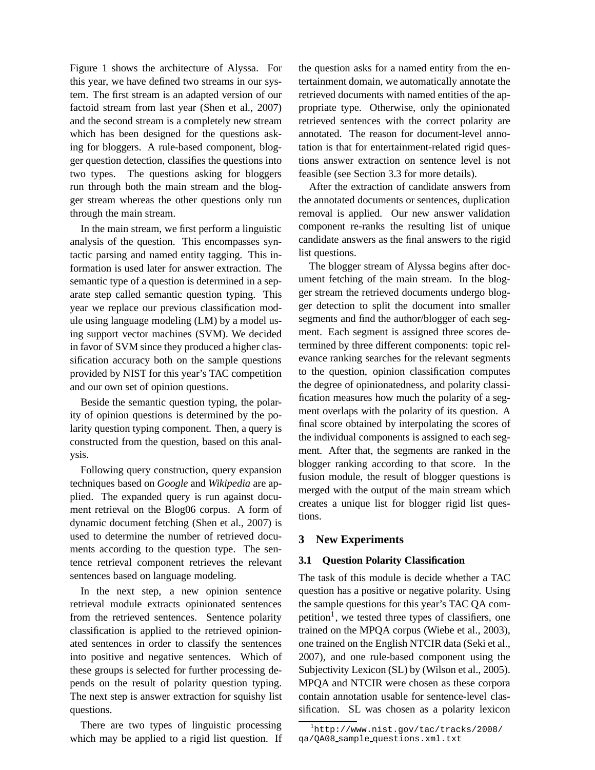Figure 1 shows the architecture of Alyssa. For this year, we have defined two streams in our system. The first stream is an adapted version of our factoid stream from last year (Shen et al., 2007) and the second stream is a completely new stream which has been designed for the questions asking for bloggers. A rule-based component, blogger question detection, classifies the questions into two types. The questions asking for bloggers run through both the main stream and the blogger stream whereas the other questions only run through the main stream.

In the main stream, we first perform a linguistic analysis of the question. This encompasses syntactic parsing and named entity tagging. This information is used later for answer extraction. The semantic type of a question is determined in a separate step called semantic question typing. This year we replace our previous classification module using language modeling (LM) by a model using support vector machines (SVM). We decided in favor of SVM since they produced a higher classification accuracy both on the sample questions provided by NIST for this year's TAC competition and our own set of opinion questions.

Beside the semantic question typing, the polarity of opinion questions is determined by the polarity question typing component. Then, a query is constructed from the question, based on this analysis.

Following query construction, query expansion techniques based on *Google* and *Wikipedia* are applied. The expanded query is run against document retrieval on the Blog06 corpus. A form of dynamic document fetching (Shen et al., 2007) is used to determine the number of retrieved documents according to the question type. The sentence retrieval component retrieves the relevant sentences based on language modeling.

In the next step, a new opinion sentence retrieval module extracts opinionated sentences from the retrieved sentences. Sentence polarity classification is applied to the retrieved opinionated sentences in order to classify the sentences into positive and negative sentences. Which of these groups is selected for further processing depends on the result of polarity question typing. The next step is answer extraction for squishy list questions.

There are two types of linguistic processing which may be applied to a rigid list question. If the question asks for a named entity from the entertainment domain, we automatically annotate the retrieved documents with named entities of the appropriate type. Otherwise, only the opinionated retrieved sentences with the correct polarity are annotated. The reason for document-level annotation is that for entertainment-related rigid questions answer extraction on sentence level is not feasible (see Section 3.3 for more details).

After the extraction of candidate answers from the annotated documents or sentences, duplication removal is applied. Our new answer validation component re-ranks the resulting list of unique candidate answers as the final answers to the rigid list questions.

The blogger stream of Alyssa begins after document fetching of the main stream. In the blogger stream the retrieved documents undergo blogger detection to split the document into smaller segments and find the author/blogger of each segment. Each segment is assigned three scores determined by three different components: topic relevance ranking searches for the relevant segments to the question, opinion classification computes the degree of opinionatedness, and polarity classification measures how much the polarity of a segment overlaps with the polarity of its question. A final score obtained by interpolating the scores of the individual components is assigned to each segment. After that, the segments are ranked in the blogger ranking according to that score. In the fusion module, the result of blogger questions is merged with the output of the main stream which creates a unique list for blogger rigid list questions.

## 3 New Experiments

### 3.1 Question Polarity Classification

The task of this module is decide whether a TAC question has a positive or negative polarity. Using the sample questions for this year's TAC QA competition[1], we tested three types of classifiers, one trained on the MPQA corpus (Wiebe et al., 2003), one trained on the English NTCIR data (Seki et al., 2007), and one rule-based component using the Subjectivity Lexicon (SL) by (Wilson et al., 2005). MPQA and NTCIR were chosen as these corpora contain annotation usable for sentence-level classification. SL was chosen as a polarity lexicon

[1] http://www.nist.gov/tac/tracks/2008/qa/QA08_sample_questions.xml.txt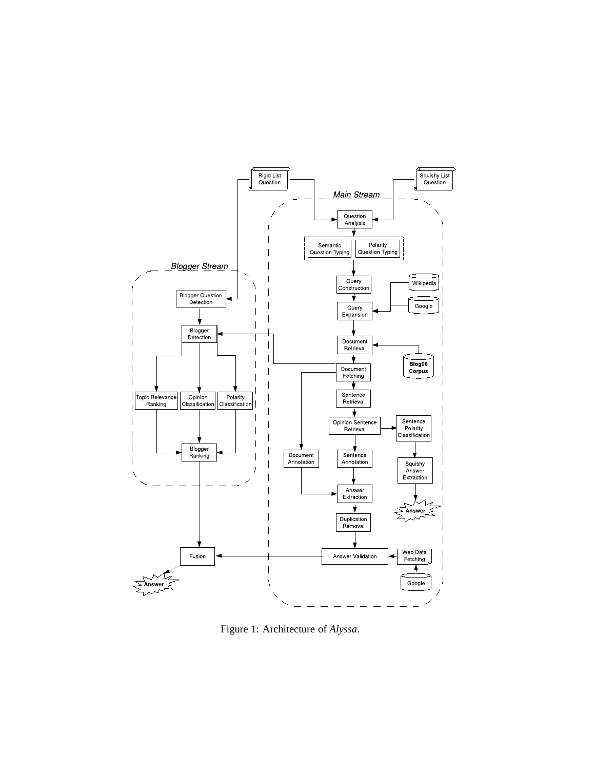Figure 1: Architecture of *Alyssa*.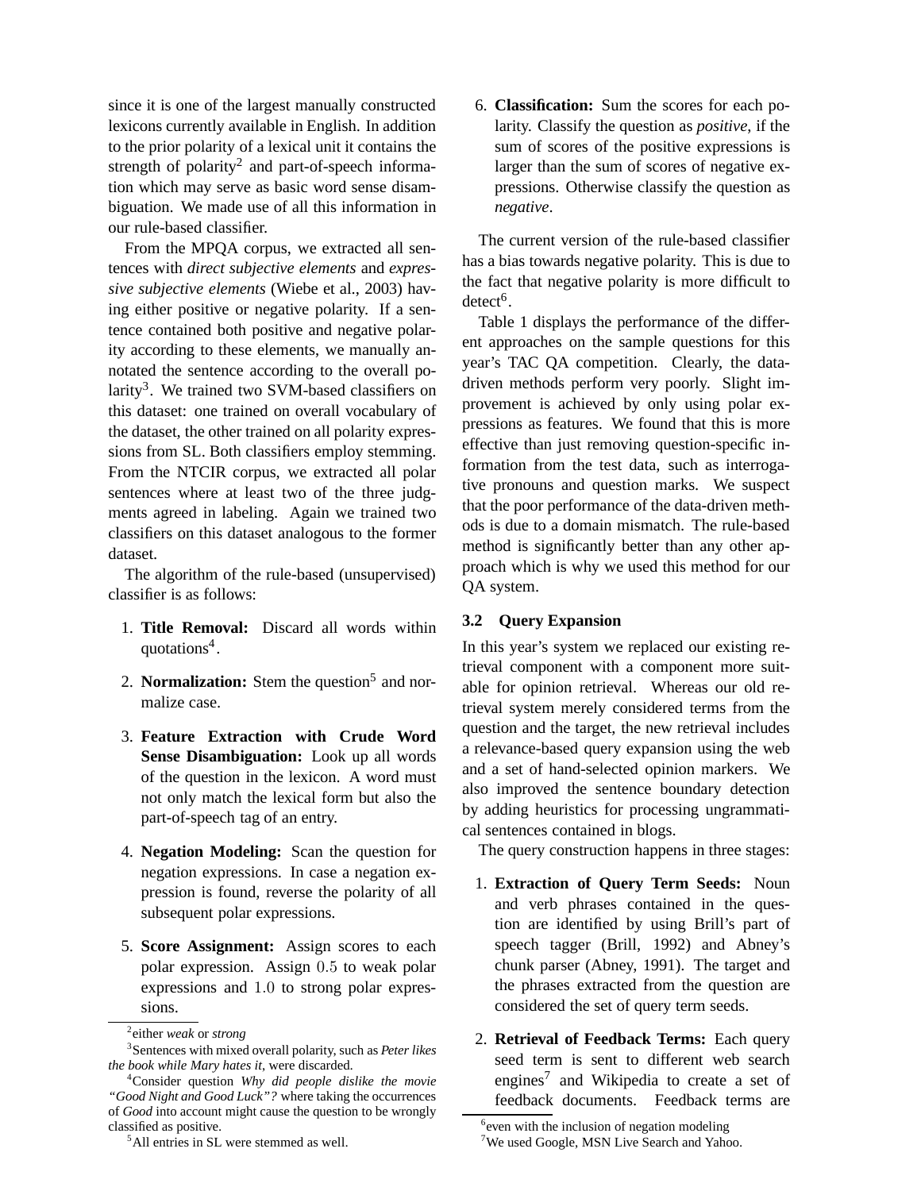since it is one of the largest manually constructed lexicons currently available in English. In addition to the prior polarity of a lexical unit it contains the strength of polarity[2] and part-of-speech information which may serve as basic word sense disambiguation. We made use of all this information in our rule-based classifier.

From the MPQA corpus, we extracted all sentences with *direct subjective elements* and *expressive subjective elements* (Wiebe et al., 2003) having either positive or negative polarity. If a sentence contained both positive and negative polarity according to these elements, we manually annotated the sentence according to the overall polarity[3]. We trained two SVM-based classifiers on this dataset: one trained on overall vocabulary of the dataset, the other trained on all polarity expressions from SL. Both classifiers employ stemming. From the NTCIR corpus, we extracted all polar sentences where at least two of the three judgments agreed in labeling. Again we trained two classifiers on this dataset analogous to the former dataset.

The algorithm of the rule-based (unsupervised) classifier is as follows:

1. **Title Removal:** Discard all words within quotations[4].
2. **Normalization:** Stem the question[5] and normalize case.
3. **Feature Extraction with Crude Word Sense Disambiguation:** Look up all words of the question in the lexicon. A word must not only match the lexical form but also the part-of-speech tag of an entry.
4. **Negation Modeling:** Scan the question for negation expressions. In case a negation expression is found, reverse the polarity of all subsequent polar expressions.
5. **Score Assignment:** Assign scores to each polar expression. Assign $0.5$ to weak polar expressions and $1.0$ to strong polar expressions.
6. **Classification:** Sum the scores for each polarity. Classify the question as *positive*, if the sum of scores of the positive expressions is larger than the sum of scores of negative expressions. Otherwise classify the question as *negative*.

The current version of the rule-based classifier has a bias towards negative polarity. This is due to the fact that negative polarity is more difficult to detect[6].

Table 1 displays the performance of the different approaches on the sample questions for this year's TAC QA competition. Clearly, the data-driven methods perform very poorly. Slight improvement is achieved by only using polar expressions as features. We found that this is more effective than just removing question-specific information from the test data, such as interrogative pronouns and question marks. We suspect that the poor performance of the data-driven methods is due to a domain mismatch. The rule-based method is significantly better than any other approach which is why we used this method for our QA system.

### 3.2 Query Expansion

In this year's system we replaced our existing retrieval component with a component more suitable for opinion retrieval. Whereas our old retrieval system merely considered terms from the question and the target, the new retrieval includes a relevance-based query expansion using the web and a set of hand-selected opinion markers. We also improved the sentence boundary detection by adding heuristics for processing ungrammatical sentences contained in blogs.

The query construction happens in three stages:

1. **Extraction of Query Term Seeds:** Noun and verb phrases contained in the question are identified by using Brill's part of speech tagger (Brill, 1992) and Abney's chunk parser (Abney, 1991). The target and the phrases extracted from the question are considered the set of query term seeds.
2. **Retrieval of Feedback Terms:** Each query seed term is sent to different web search engines[7] and Wikipedia to create a set of feedback documents. Feedback terms are

---

[2] either *weak* or *strong*

[3] Sentences with mixed overall polarity, such as *Peter likes the book while Mary hates it*, were discarded.

[4] Consider question *Why did people dislike the movie "Good Night and Good Luck"?* where taking the occurrences of *Good* into account might cause the question to be wrongly classified as positive.

[5] All entries in SL were stemmed as well.

[6] even with the inclusion of negation modeling

[7] We used Google, MSN Live Search and Yahoo.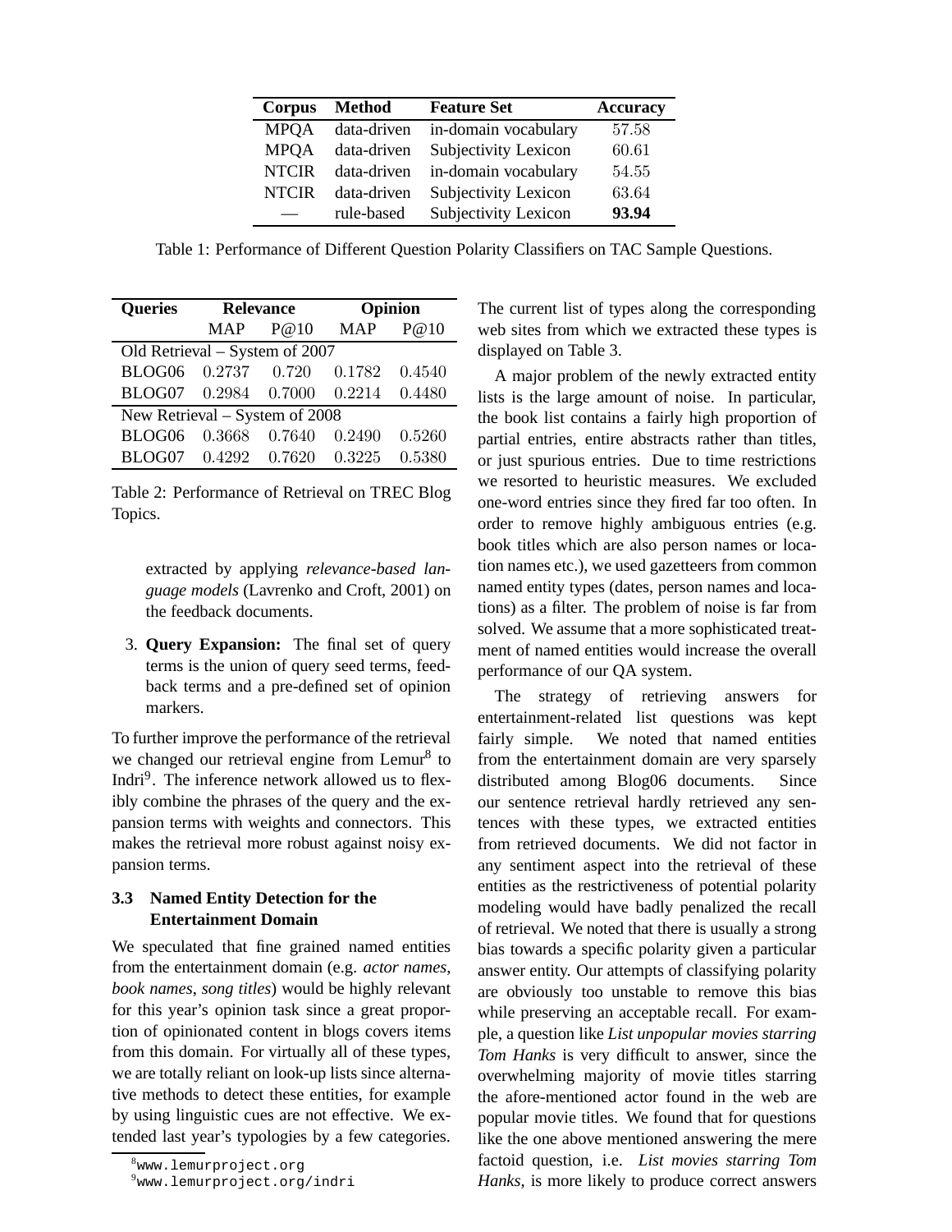| Corpus | Method | Feature Set | Accuracy |
|---|---|---|---|
| MPQA | data-driven | in-domain vocabulary | 57.58 |
| MPQA | data-driven | Subjectivity Lexicon | 60.61 |
| NTCIR | data-driven | in-domain vocabulary | 54.55 |
| NTCIR | data-driven | Subjectivity Lexicon | 63.64 |
| — | rule-based | Subjectivity Lexicon | **93.94** |

Table 1: Performance of Different Question Polarity Classifiers on TAC Sample Questions.

| Queries | Relevance | | Opinion | |
|---|---|---|---|---|
| | MAP | P@10 | MAP | P@10 |
| Old Retrieval – System of 2007 | | | | |
| BLOG06 | 0.2737 | 0.720 | 0.1782 | 0.4540 |
| BLOG07 | 0.2984 | 0.7000 | 0.2214 | 0.4480 |
| New Retrieval – System of 2008 | | | | |
| BLOG06 | 0.3668 | 0.7640 | 0.2490 | 0.5260 |
| BLOG07 | 0.4292 | 0.7620 | 0.3225 | 0.5380 |

Table 2: Performance of Retrieval on TREC Blog Topics.

extracted by applying *relevance-based language models* (Lavrenko and Croft, 2001) on the feedback documents.

3. **Query Expansion:** The final set of query terms is the union of query seed terms, feedback terms and a pre-defined set of opinion markers.

To further improve the performance of the retrieval we changed our retrieval engine from Lemur[8] to Indri[9]. The inference network allowed us to flexibly combine the phrases of the query and the expansion terms with weights and connectors. This makes the retrieval more robust against noisy expansion terms.

### 3.3 Named Entity Detection for the Entertainment Domain

We speculated that fine grained named entities from the entertainment domain (e.g. *actor names*, *book names*, *song titles*) would be highly relevant for this year's opinion task since a great proportion of opinionated content in blogs covers items from this domain. For virtually all of these types, we are totally reliant on look-up lists since alternative methods to detect these entities, for example by using linguistic cues are not effective. We extended last year's typologies by a few categories. The current list of types along the corresponding web sites from which we extracted these types is displayed on Table 3.

A major problem of the newly extracted entity lists is the large amount of noise. In particular, the book list contains a fairly high proportion of partial entries, entire abstracts rather than titles, or just spurious entries. Due to time restrictions we resorted to heuristic measures. We excluded one-word entries since they fired far too often. In order to remove highly ambiguous entries (e.g. book titles which are also person names or location names etc.), we used gazetteers from common named entity types (dates, person names and locations) as a filter. The problem of noise is far from solved. We assume that a more sophisticated treatment of named entities would increase the overall performance of our QA system.

The strategy of retrieving answers for entertainment-related list questions was kept fairly simple. We noted that named entities from the entertainment domain are very sparsely distributed among Blog06 documents. Since our sentence retrieval hardly retrieved any sentences with these types, we extracted entities from retrieved documents. We did not factor in any sentiment aspect into the retrieval of these entities as the restrictiveness of potential polarity modeling would have badly penalized the recall of retrieval. We noted that there is usually a strong bias towards a specific polarity given a particular answer entity. Our attempts of classifying polarity are obviously too unstable to remove this bias while preserving an acceptable recall. For example, a question like *List unpopular movies starring Tom Hanks* is very difficult to answer, since the overwhelming majority of movie titles starring the afore-mentioned actor found in the web are popular movie titles. We found that for questions like the one above mentioned answering the mere factoid question, i.e. *List movies starring Tom Hanks*, is more likely to produce correct answers

[8] www.lemurproject.org

[9] www.lemurproject.org/indri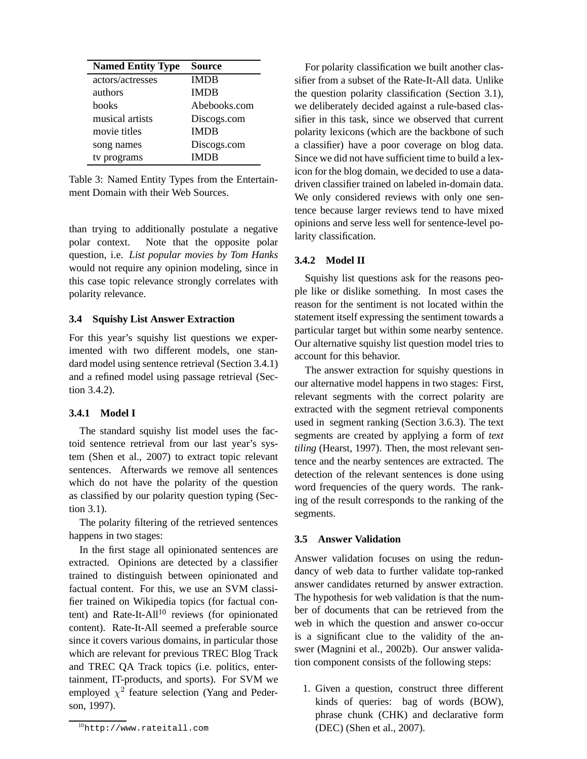| Named Entity Type | Source |
| --- | --- |
| actors/actresses | IMDB |
| authors | IMDB |
| books | Abebooks.com |
| musical artists | Discogs.com |
| movie titles | IMDB |
| song names | Discogs.com |
| tv programs | IMDB |

Table 3: Named Entity Types from the Entertainment Domain with their Web Sources.

than trying to additionally postulate a negative polar context. Note that the opposite polar question, i.e. *List popular movies by Tom Hanks* would not require any opinion modeling, since in this case topic relevance strongly correlates with polarity relevance.

### 3.4 Squishy List Answer Extraction

For this year's squishy list questions we experimented with two different models, one standard model using sentence retrieval (Section 3.4.1) and a refined model using passage retrieval (Section 3.4.2).

#### 3.4.1 Model I

The standard squishy list model uses the factoid sentence retrieval from our last year's system (Shen et al., 2007) to extract topic relevant sentences. Afterwards we remove all sentences which do not have the polarity of the question as classified by our polarity question typing (Section 3.1).

The polarity filtering of the retrieved sentences happens in two stages:

In the first stage all opinionated sentences are extracted. Opinions are detected by a classifier trained to distinguish between opinionated and factual content. For this, we use an SVM classifier trained on Wikipedia topics (for factual content) and Rate-It-All[10] reviews (for opinionated content). Rate-It-All seemed a preferable source since it covers various domains, in particular those which are relevant for previous TREC Blog Track and TREC QA Track topics (i.e. politics, entertainment, IT-products, and sports). For SVM we employed $\chi^2$ feature selection (Yang and Pederson, 1997).

[10] http://www.rateitall.com

For polarity classification we built another classifier from a subset of the Rate-It-All data. Unlike the question polarity classification (Section 3.1), we deliberately decided against a rule-based classifier in this task, since we observed that current polarity lexicons (which are the backbone of such a classifier) have a poor coverage on blog data. Since we did not have sufficient time to build a lexicon for the blog domain, we decided to use a data-driven classifier trained on labeled in-domain data. We only considered reviews with only one sentence because larger reviews tend to have mixed opinions and serve less well for sentence-level polarity classification.

#### 3.4.2 Model II

Squishy list questions ask for the reasons people like or dislike something. In most cases the reason for the sentiment is not located within the statement itself expressing the sentiment towards a particular target but within some nearby sentence. Our alternative squishy list question model tries to account for this behavior.

The answer extraction for squishy questions in our alternative model happens in two stages: First, relevant segments with the correct polarity are extracted with the segment retrieval components used in segment ranking (Section 3.6.3). The text segments are created by applying a form of *text tiling* (Hearst, 1997). Then, the most relevant sentence and the nearby sentences are extracted. The detection of the relevant sentences is done using word frequencies of the query words. The ranking of the result corresponds to the ranking of the segments.

### 3.5 Answer Validation

Answer validation focuses on using the redundancy of web data to further validate top-ranked answer candidates returned by answer extraction. The hypothesis for web validation is that the number of documents that can be retrieved from the web in which the question and answer co-occur is a significant clue to the validity of the answer (Magnini et al., 2002b). Our answer validation component consists of the following steps:

1. Given a question, construct three different kinds of queries: bag of words (BOW), phrase chunk (CHK) and declarative form (DEC) (Shen et al., 2007).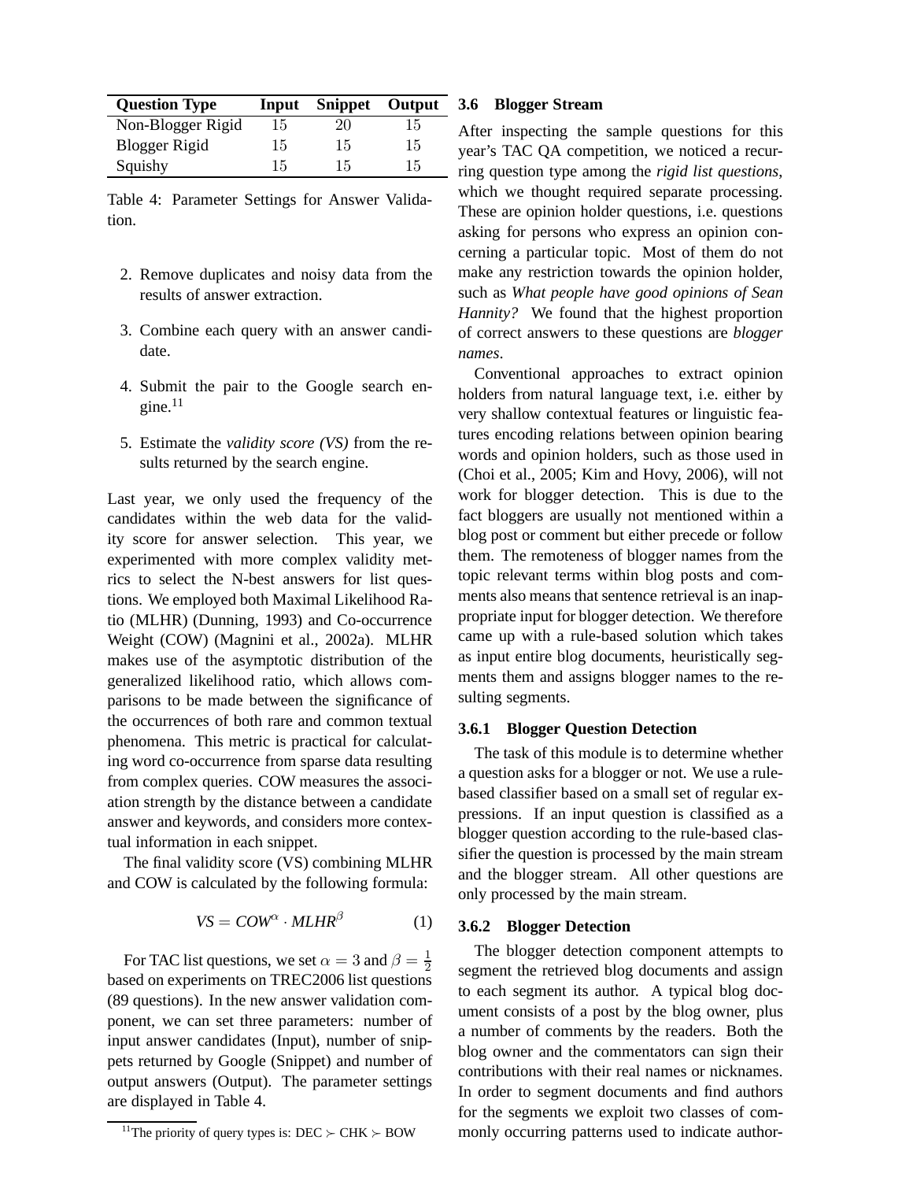| Question Type | Input | Snippet | Output |
|---|---|---|---|
| Non-Blogger Rigid | 15 | 20 | 15 |
| Blogger Rigid | 15 | 15 | 15 |
| Squishy | 15 | 15 | 15 |

Table 4: Parameter Settings for Answer Validation.

2. Remove duplicates and noisy data from the results of answer extraction.
3. Combine each query with an answer candidate.
4. Submit the pair to the Google search engine.[11]
5. Estimate the *validity score (VS)* from the results returned by the search engine.

Last year, we only used the frequency of the candidates within the web data for the validity score for answer selection. This year, we experimented with more complex validity metrics to select the N-best answers for list questions. We employed both Maximal Likelihood Ratio (MLHR) (Dunning, 1993) and Co-occurrence Weight (COW) (Magnini et al., 2002a). MLHR makes use of the asymptotic distribution of the generalized likelihood ratio, which allows comparisons to be made between the significance of the occurrences of both rare and common textual phenomena. This metric is practical for calculating word co-occurrence from sparse data resulting from complex queries. COW measures the association strength by the distance between a candidate answer and keywords, and considers more contextual information in each snippet.

The final validity score (VS) combining MLHR and COW is calculated by the following formula:

$$VS = COW^{\alpha} \cdot MLHR^{\beta} \quad (1)$$

For TAC list questions, we set $\alpha = 3$ and $\beta = \frac{1}{2}$ based on experiments on TREC2006 list questions (89 questions). In the new answer validation component, we can set three parameters: number of input answer candidates (Input), number of snippets returned by Google (Snippet) and number of output answers (Output). The parameter settings are displayed in Table 4.

[11] The priority of query types is: DEC $\succ$ CHK $\succ$ BOW

### 3.6 Blogger Stream

After inspecting the sample questions for this year's TAC QA competition, we noticed a recurring question type among the *rigid list questions*, which we thought required separate processing. These are opinion holder questions, i.e. questions asking for persons who express an opinion concerning a particular topic. Most of them do not make any restriction towards the opinion holder, such as *What people have good opinions of Sean Hannity?* We found that the highest proportion of correct answers to these questions are *blogger names*.

Conventional approaches to extract opinion holders from natural language text, i.e. either by very shallow contextual features or linguistic features encoding relations between opinion bearing words and opinion holders, such as those used in (Choi et al., 2005; Kim and Hovy, 2006), will not work for blogger detection. This is due to the fact bloggers are usually not mentioned within a blog post or comment but either precede or follow them. The remoteness of blogger names from the topic relevant terms within blog posts and comments also means that sentence retrieval is an inappropriate input for blogger detection. We therefore came up with a rule-based solution which takes as input entire blog documents, heuristically segments them and assigns blogger names to the resulting segments.

#### 3.6.1 Blogger Question Detection

The task of this module is to determine whether a question asks for a blogger or not. We use a rule-based classifier based on a small set of regular expressions. If an input question is classified as a blogger question according to the rule-based classifier the question is processed by the main stream and the blogger stream. All other questions are only processed by the main stream.

#### 3.6.2 Blogger Detection

The blogger detection component attempts to segment the retrieved blog documents and assign to each segment its author. A typical blog document consists of a post by the blog owner, plus a number of comments by the readers. Both the blog owner and the commentators can sign their contributions with their real names or nicknames. In order to segment documents and find authors for the segments we exploit two classes of commonly occurring patterns used to indicate author-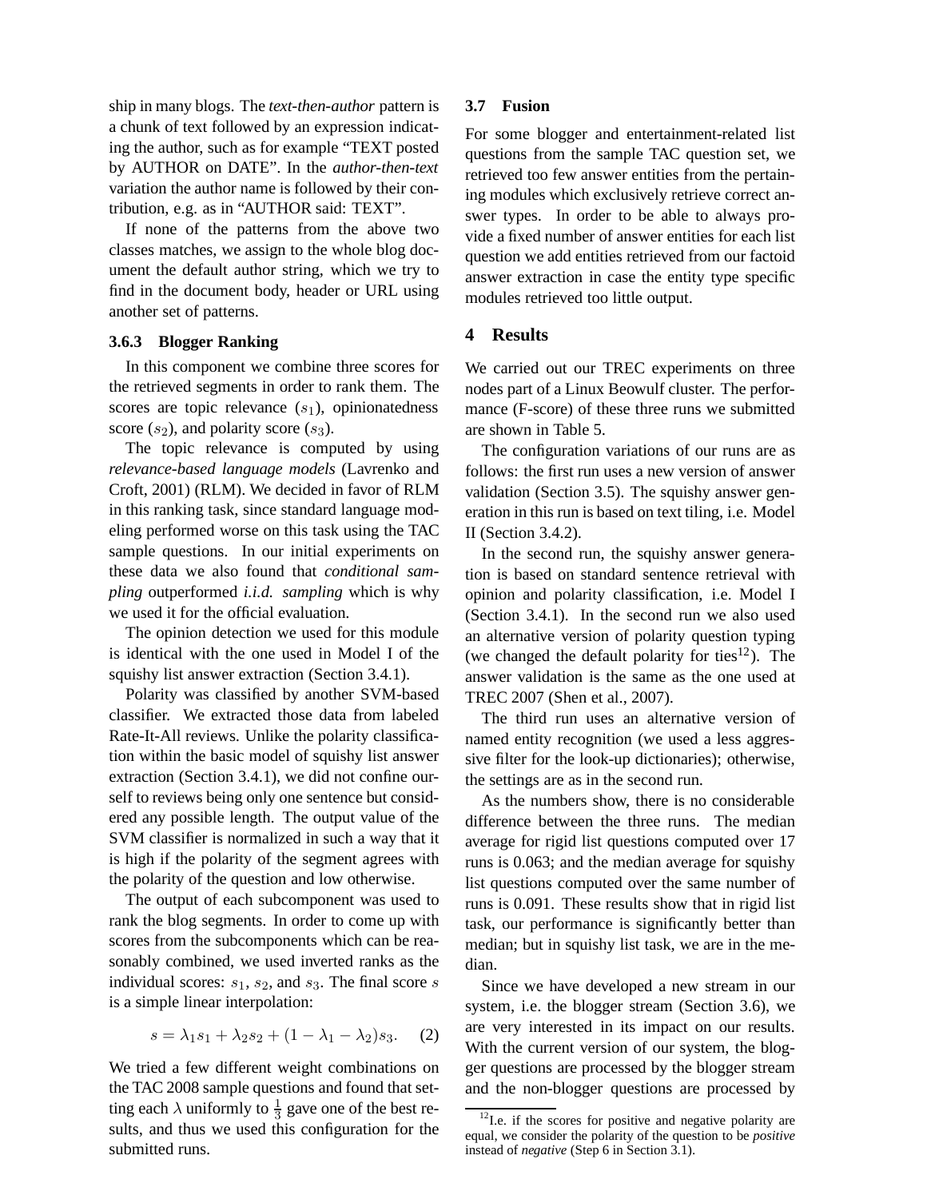ship in many blogs. The *text-then-author* pattern is a chunk of text followed by an expression indicating the author, such as for example "TEXT posted by AUTHOR on DATE". In the *author-then-text* variation the author name is followed by their contribution, e.g. as in "AUTHOR said: TEXT".

If none of the patterns from the above two classes matches, we assign to the whole blog document the default author string, which we try to find in the document body, header or URL using another set of patterns.

#### 3.6.3 Blogger Ranking

In this component we combine three scores for the retrieved segments in order to rank them. The scores are topic relevance ($s_1$), opinionatedness score ($s_2$), and polarity score ($s_3$).

The topic relevance is computed by using *relevance-based language models* (Lavrenko and Croft, 2001) (RLM). We decided in favor of RLM in this ranking task, since standard language modeling performed worse on this task using the TAC sample questions. In our initial experiments on these data we also found that *conditional sampling* outperformed *i.i.d. sampling* which is why we used it for the official evaluation.

The opinion detection we used for this module is identical with the one used in Model I of the squishy list answer extraction (Section 3.4.1).

Polarity was classified by another SVM-based classifier. We extracted those data from labeled Rate-It-All reviews. Unlike the polarity classification within the basic model of squishy list answer extraction (Section 3.4.1), we did not confine ourself to reviews being only one sentence but considered any possible length. The output value of the SVM classifier is normalized in such a way that it is high if the polarity of the segment agrees with the polarity of the question and low otherwise.

The output of each subcomponent was used to rank the blog segments. In order to come up with scores from the subcomponents which can be reasonably combined, we used inverted ranks as the individual scores: $s_1$, $s_2$, and $s_3$. The final score $s$ is a simple linear interpolation:

$$s = \lambda_1 s_1 + \lambda_2 s_2 + (1 - \lambda_1 - \lambda_2) s_3. \quad (2)$$

We tried a few different weight combinations on the TAC 2008 sample questions and found that setting each $\lambda$ uniformly to $\frac{1}{3}$ gave one of the best results, and thus we used this configuration for the submitted runs.

### 3.7 Fusion

For some blogger and entertainment-related list questions from the sample TAC question set, we retrieved too few answer entities from the pertaining modules which exclusively retrieve correct answer types. In order to be able to always provide a fixed number of answer entities for each list question we add entities retrieved from our factoid answer extraction in case the entity type specific modules retrieved too little output.

## 4 Results

We carried out our TREC experiments on three nodes part of a Linux Beowulf cluster. The performance (F-score) of these three runs we submitted are shown in Table 5.

The configuration variations of our runs are as follows: the first run uses a new version of answer validation (Section 3.5). The squishy answer generation in this run is based on text tiling, i.e. Model II (Section 3.4.2).

In the second run, the squishy answer generation is based on standard sentence retrieval with opinion and polarity classification, i.e. Model I (Section 3.4.1). In the second run we also used an alternative version of polarity question typing (we changed the default polarity for ties[12]). The answer validation is the same as the one used at TREC 2007 (Shen et al., 2007).

The third run uses an alternative version of named entity recognition (we used a less aggressive filter for the look-up dictionaries); otherwise, the settings are as in the second run.

As the numbers show, there is no considerable difference between the three runs. The median average for rigid list questions computed over 17 runs is 0.063; and the median average for squishy list questions computed over the same number of runs is 0.091. These results show that in rigid list task, our performance is significantly better than median; but in squishy list task, we are in the median.

Since we have developed a new stream in our system, i.e. the blogger stream (Section 3.6), we are very interested in its impact on our results. With the current version of our system, the blogger questions are processed by the blogger stream and the non-blogger questions are processed by

[12] I.e. if the scores for positive and negative polarity are equal, we consider the polarity of the question to be *positive* instead of *negative* (Step 6 in Section 3.1).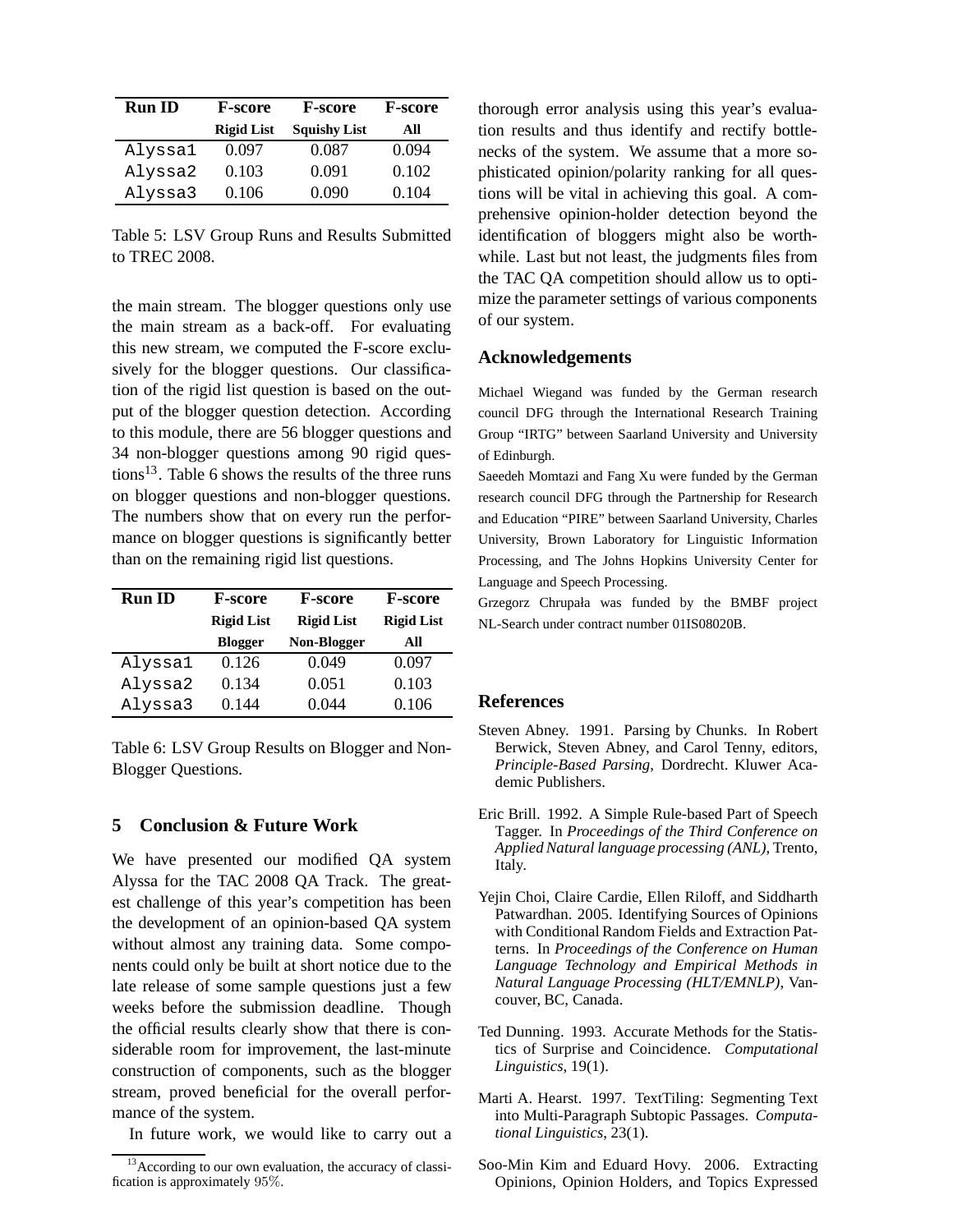| Run ID | F-score Rigid List | F-score Squishy List | F-score All |
|---|---|---|---|
| Alyssa1 | 0.097 | 0.087 | 0.094 |
| Alyssa2 | 0.103 | 0.091 | 0.102 |
| Alyssa3 | 0.106 | 0.090 | 0.104 |

Table 5: LSV Group Runs and Results Submitted to TREC 2008.

the main stream. The blogger questions only use the main stream as a back-off. For evaluating this new stream, we computed the F-score exclusively for the blogger questions. Our classification of the rigid list question is based on the output of the blogger question detection. According to this module, there are 56 blogger questions and 34 non-blogger questions among 90 rigid questions[13]. Table 6 shows the results of the three runs on blogger questions and non-blogger questions. The numbers show that on every run the performance on blogger questions is significantly better than on the remaining rigid list questions.

| Run ID | F-score Rigid List Blogger | F-score Rigid List Non-Blogger | F-score Rigid List All |
|---|---|---|---|
| Alyssa1 | 0.126 | 0.049 | 0.097 |
| Alyssa2 | 0.134 | 0.051 | 0.103 |
| Alyssa3 | 0.144 | 0.044 | 0.106 |

Table 6: LSV Group Results on Blogger and Non-Blogger Questions.

## 5 Conclusion & Future Work

We have presented our modified QA system Alyssa for the TAC 2008 QA Track. The greatest challenge of this year's competition has been the development of an opinion-based QA system without almost any training data. Some components could only be built at short notice due to the late release of some sample questions just a few weeks before the submission deadline. Though the official results clearly show that there is considerable room for improvement, the last-minute construction of components, such as the blogger stream, proved beneficial for the overall performance of the system.

In future work, we would like to carry out a thorough error analysis using this year's evaluation results and thus identify and rectify bottlenecks of the system. We assume that a more sophisticated opinion/polarity ranking for all questions will be vital in achieving this goal. A comprehensive opinion-holder detection beyond the identification of bloggers might also be worthwhile. Last but not least, the judgments files from the TAC QA competition should allow us to optimize the parameter settings of various components of our system.

[13] According to our own evaluation, the accuracy of classification is approximately 95%.

## Acknowledgements

Michael Wiegand was funded by the German research council DFG through the International Research Training Group "IRTG" between Saarland University and University of Edinburgh.

Saeedeh Momtazi and Fang Xu were funded by the German research council DFG through the Partnership for Research and Education "PIRE" between Saarland University, Charles University, Brown Laboratory for Linguistic Information Processing, and The Johns Hopkins University Center for Language and Speech Processing.

Grzegorz Chrupała was funded by the BMBF project NL-Search under contract number 01IS08020B.

## References

Steven Abney. 1991. Parsing by Chunks. In Robert Berwick, Steven Abney, and Carol Tenny, editors, *Principle-Based Parsing*, Dordrecht. Kluwer Academic Publishers.

Eric Brill. 1992. A Simple Rule-based Part of Speech Tagger. In *Proceedings of the Third Conference on Applied Natural language processing (ANL)*, Trento, Italy.

Yejin Choi, Claire Cardie, Ellen Riloff, and Siddharth Patwardhan. 2005. Identifying Sources of Opinions with Conditional Random Fields and Extraction Patterns. In *Proceedings of the Conference on Human Language Technology and Empirical Methods in Natural Language Processing (HLT/EMNLP)*, Vancouver, BC, Canada.

Ted Dunning. 1993. Accurate Methods for the Statistics of Surprise and Coincidence. *Computational Linguistics*, 19(1).

Marti A. Hearst. 1997. TextTiling: Segmenting Text into Multi-Paragraph Subtopic Passages. *Computational Linguistics*, 23(1).

Soo-Min Kim and Eduard Hovy. 2006. Extracting Opinions, Opinion Holders, and Topics Expressed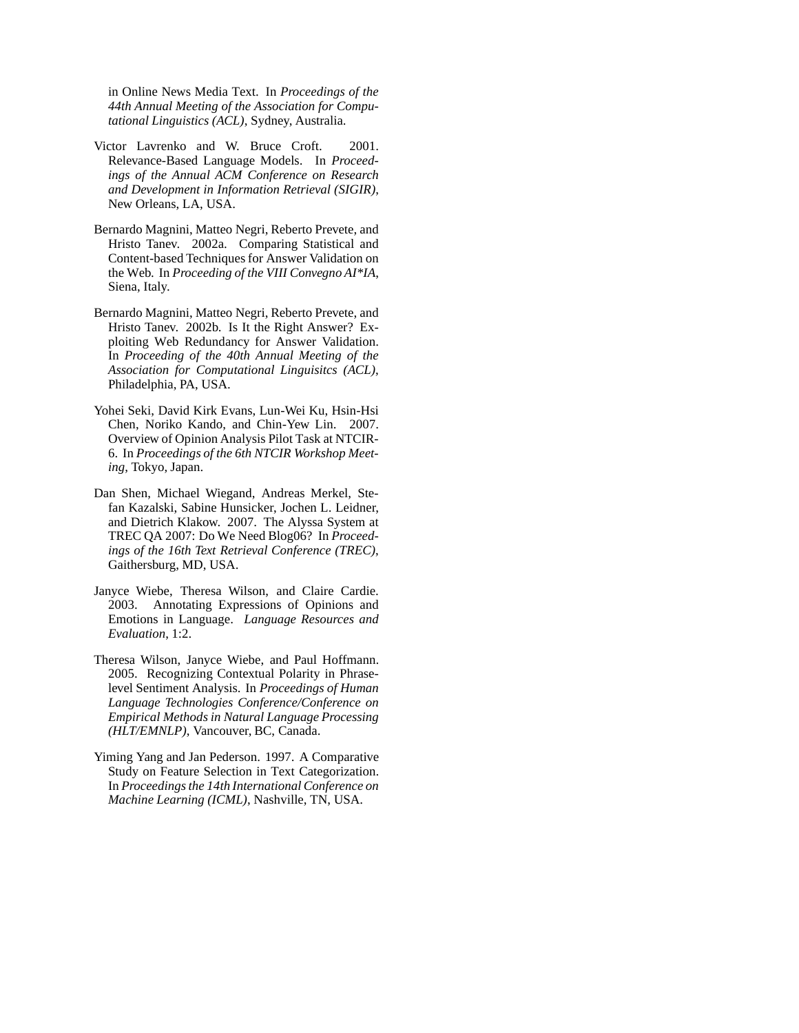in Online News Media Text. In *Proceedings of the 44th Annual Meeting of the Association for Computational Linguistics (ACL)*, Sydney, Australia.

Victor Lavrenko and W. Bruce Croft. 2001. Relevance-Based Language Models. In *Proceedings of the Annual ACM Conference on Research and Development in Information Retrieval (SIGIR)*, New Orleans, LA, USA.

Bernardo Magnini, Matteo Negri, Reberto Prevete, and Hristo Tanev. 2002a. Comparing Statistical and Content-based Techniques for Answer Validation on the Web. In *Proceeding of the VIII Convegno AI*IA*, Siena, Italy.

Bernardo Magnini, Matteo Negri, Reberto Prevete, and Hristo Tanev. 2002b. Is It the Right Answer? Exploiting Web Redundancy for Answer Validation. In *Proceeding of the 40th Annual Meeting of the Association for Computational Linguisitcs (ACL)*, Philadelphia, PA, USA.

Yohei Seki, David Kirk Evans, Lun-Wei Ku, Hsin-Hsi Chen, Noriko Kando, and Chin-Yew Lin. 2007. Overview of Opinion Analysis Pilot Task at NTCIR-6. In *Proceedings of the 6th NTCIR Workshop Meeting*, Tokyo, Japan.

Dan Shen, Michael Wiegand, Andreas Merkel, Stefan Kazalski, Sabine Hunsicker, Jochen L. Leidner, and Dietrich Klakow. 2007. The Alyssa System at TREC QA 2007: Do We Need Blog06? In *Proceedings of the 16th Text Retrieval Conference (TREC)*, Gaithersburg, MD, USA.

Janyce Wiebe, Theresa Wilson, and Claire Cardie. 2003. Annotating Expressions of Opinions and Emotions in Language. *Language Resources and Evaluation*, 1:2.

Theresa Wilson, Janyce Wiebe, and Paul Hoffmann. 2005. Recognizing Contextual Polarity in Phrase-level Sentiment Analysis. In *Proceedings of Human Language Technologies Conference/Conference on Empirical Methods in Natural Language Processing (HLT/EMNLP)*, Vancouver, BC, Canada.

Yiming Yang and Jan Pederson. 1997. A Comparative Study on Feature Selection in Text Categorization. In *Proceedings the 14th International Conference on Machine Learning (ICML)*, Nashville, TN, USA.